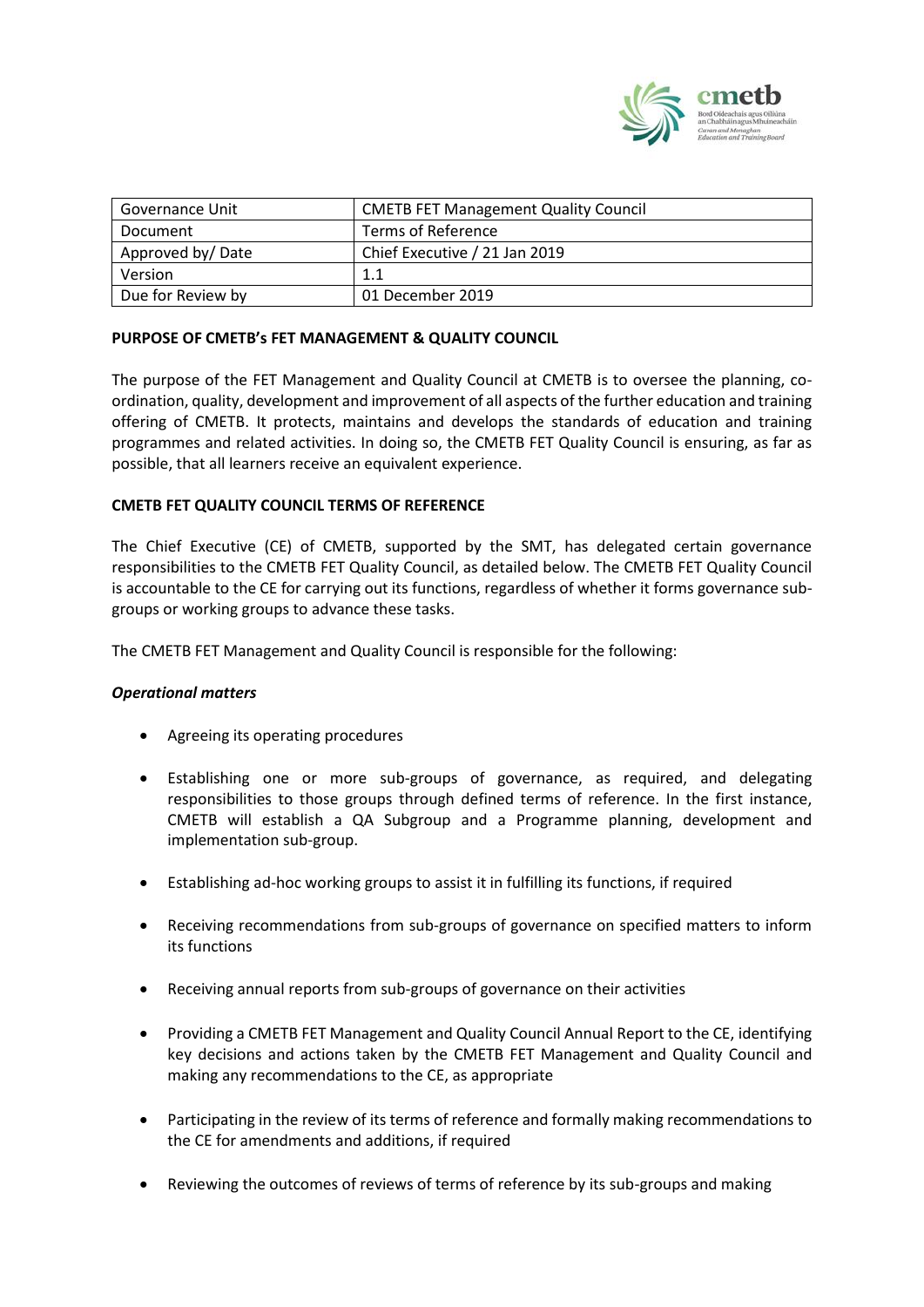| Governance Unit | CMETB FET Management Quality Council |
|---|---|
| Document | Terms of Reference |
| Approved by/ Date | Chief Executive / 21 Jan 2019 |
| Version | 1.1 |
| Due for Review by | 01 December 2019 |

**PURPOSE OF CMETB's FET MANAGEMENT & QUALITY COUNCIL**

The purpose of the FET Management and Quality Council at CMETB is to oversee the planning, co-ordination, quality, development and improvement of all aspects of the further education and training offering of CMETB. It protects, maintains and develops the standards of education and training programmes and related activities. In doing so, the CMETB FET Quality Council is ensuring, as far as possible, that all learners receive an equivalent experience.

**CMETB FET QUALITY COUNCIL TERMS OF REFERENCE**

The Chief Executive (CE) of CMETB, supported by the SMT, has delegated certain governance responsibilities to the CMETB FET Quality Council, as detailed below. The CMETB FET Quality Council is accountable to the CE for carrying out its functions, regardless of whether it forms governance sub-groups or working groups to advance these tasks.

The CMETB FET Management and Quality Council is responsible for the following:

***Operational matters***

- Agreeing its operating procedures
- Establishing one or more sub-groups of governance, as required, and delegating responsibilities to those groups through defined terms of reference. In the first instance, CMETB will establish a QA Subgroup and a Programme planning, development and implementation sub-group.
- Establishing ad-hoc working groups to assist it in fulfilling its functions, if required
- Receiving recommendations from sub-groups of governance on specified matters to inform its functions
- Receiving annual reports from sub-groups of governance on their activities
- Providing a CMETB FET Management and Quality Council Annual Report to the CE, identifying key decisions and actions taken by the CMETB FET Management and Quality Council and making any recommendations to the CE, as appropriate
- Participating in the review of its terms of reference and formally making recommendations to the CE for amendments and additions, if required
- Reviewing the outcomes of reviews of terms of reference by its sub-groups and making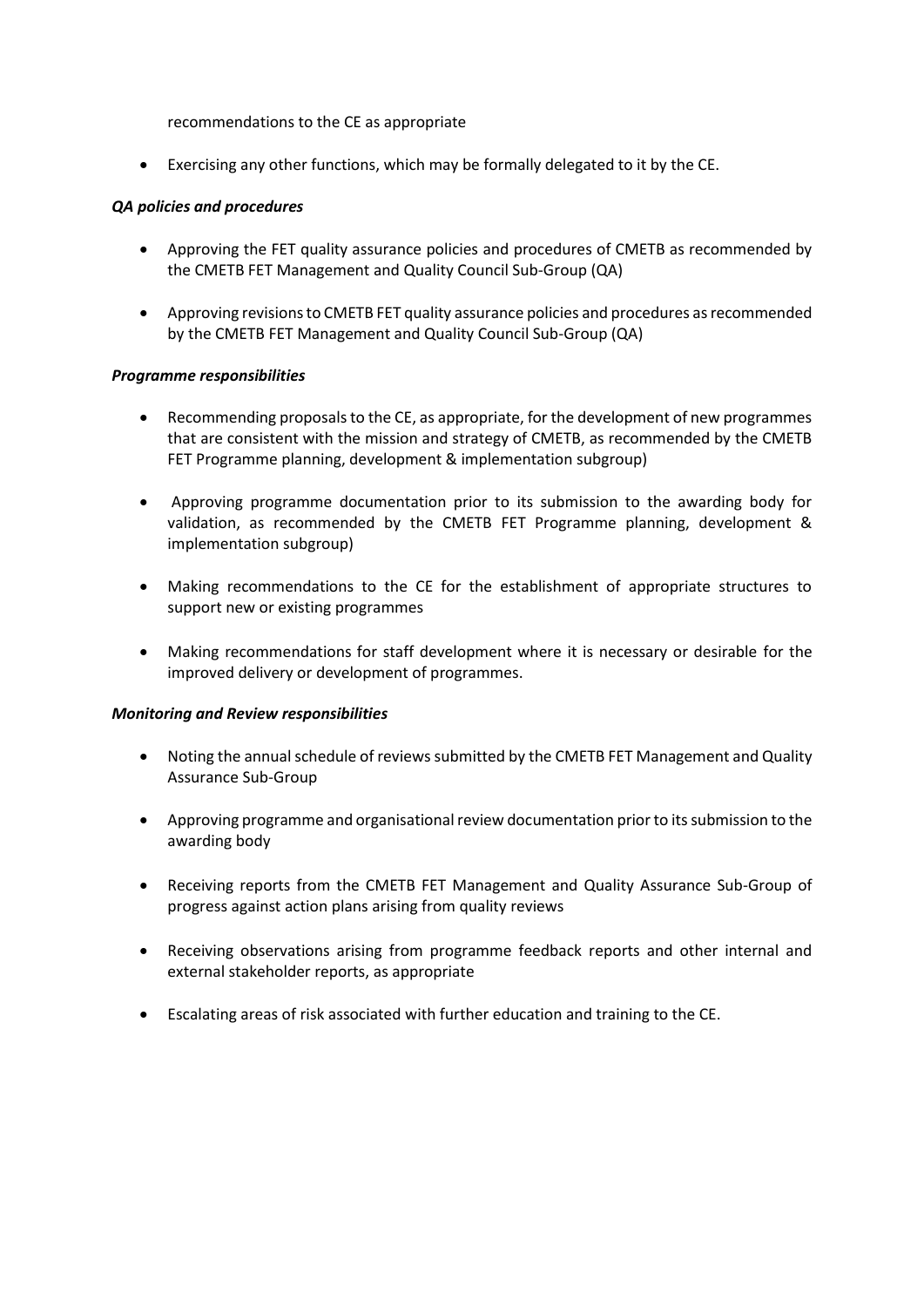recommendations to the CE as appropriate

- Exercising any other functions, which may be formally delegated to it by the CE.

***QA policies and procedures***

- Approving the FET quality assurance policies and procedures of CMETB as recommended by the CMETB FET Management and Quality Council Sub-Group (QA)
- Approving revisions to CMETB FET quality assurance policies and procedures as recommended by the CMETB FET Management and Quality Council Sub-Group (QA)

***Programme responsibilities***

- Recommending proposals to the CE, as appropriate, for the development of new programmes that are consistent with the mission and strategy of CMETB, as recommended by the CMETB FET Programme planning, development & implementation subgroup)
- Approving programme documentation prior to its submission to the awarding body for validation, as recommended by the CMETB FET Programme planning, development & implementation subgroup)
- Making recommendations to the CE for the establishment of appropriate structures to support new or existing programmes
- Making recommendations for staff development where it is necessary or desirable for the improved delivery or development of programmes.

***Monitoring and Review responsibilities***

- Noting the annual schedule of reviews submitted by the CMETB FET Management and Quality Assurance Sub-Group
- Approving programme and organisational review documentation prior to its submission to the awarding body
- Receiving reports from the CMETB FET Management and Quality Assurance Sub-Group of progress against action plans arising from quality reviews
- Receiving observations arising from programme feedback reports and other internal and external stakeholder reports, as appropriate
- Escalating areas of risk associated with further education and training to the CE.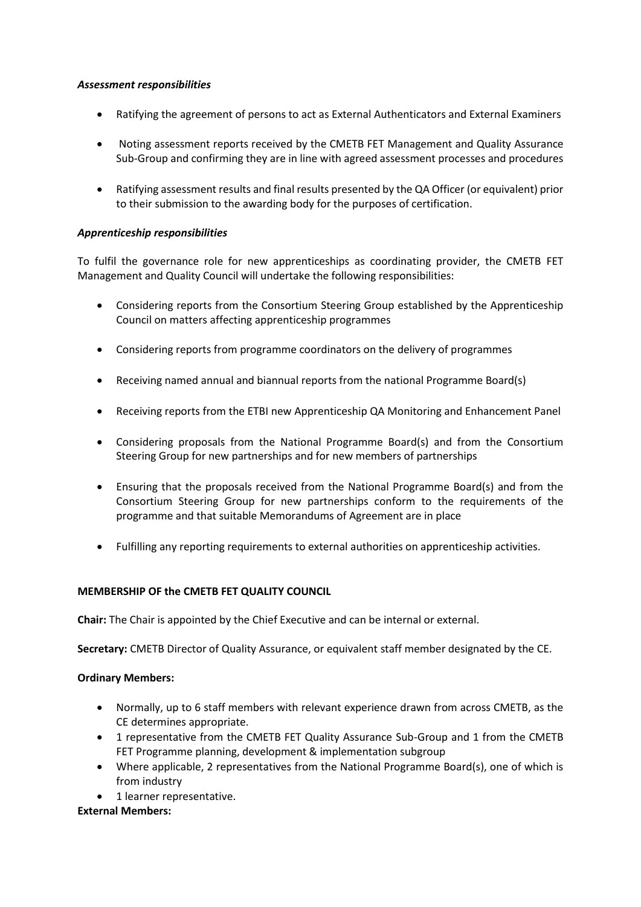***Assessment responsibilities***

- Ratifying the agreement of persons to act as External Authenticators and External Examiners
- Noting assessment reports received by the CMETB FET Management and Quality Assurance Sub-Group and confirming they are in line with agreed assessment processes and procedures
- Ratifying assessment results and final results presented by the QA Officer (or equivalent) prior to their submission to the awarding body for the purposes of certification.

***Apprenticeship responsibilities***

To fulfil the governance role for new apprenticeships as coordinating provider, the CMETB FET Management and Quality Council will undertake the following responsibilities:

- Considering reports from the Consortium Steering Group established by the Apprenticeship Council on matters affecting apprenticeship programmes
- Considering reports from programme coordinators on the delivery of programmes
- Receiving named annual and biannual reports from the national Programme Board(s)
- Receiving reports from the ETBI new Apprenticeship QA Monitoring and Enhancement Panel
- Considering proposals from the National Programme Board(s) and from the Consortium Steering Group for new partnerships and for new members of partnerships
- Ensuring that the proposals received from the National Programme Board(s) and from the Consortium Steering Group for new partnerships conform to the requirements of the programme and that suitable Memorandums of Agreement are in place
- Fulfilling any reporting requirements to external authorities on apprenticeship activities.

**MEMBERSHIP OF the CMETB FET QUALITY COUNCIL**

**Chair:** The Chair is appointed by the Chief Executive and can be internal or external.

**Secretary:** CMETB Director of Quality Assurance, or equivalent staff member designated by the CE.

**Ordinary Members:**

- Normally, up to 6 staff members with relevant experience drawn from across CMETB, as the CE determines appropriate.
- 1 representative from the CMETB FET Quality Assurance Sub-Group and 1 from the CMETB FET Programme planning, development & implementation subgroup
- Where applicable, 2 representatives from the National Programme Board(s), one of which is from industry
- 1 learner representative.

**External Members:**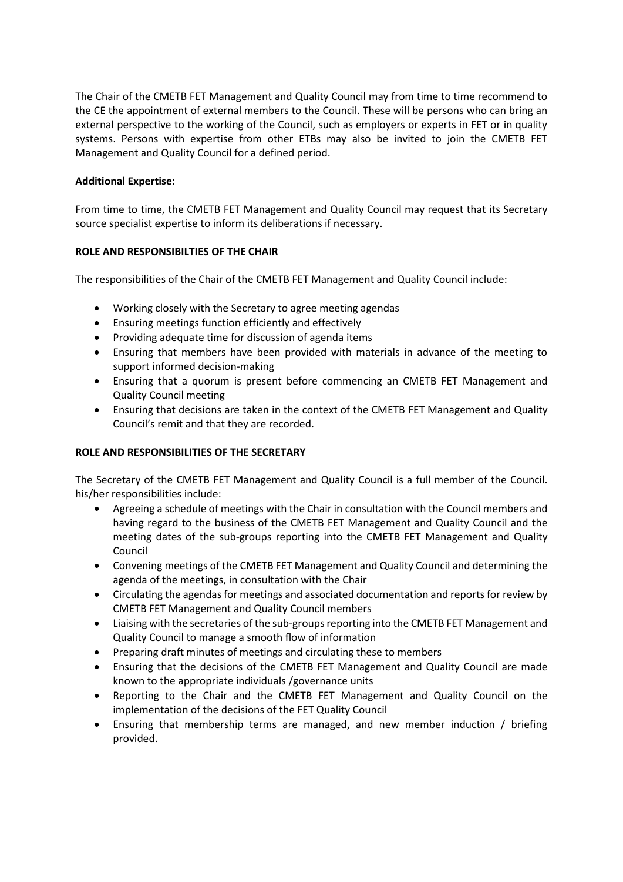The Chair of the CMETB FET Management and Quality Council may from time to time recommend to the CE the appointment of external members to the Council. These will be persons who can bring an external perspective to the working of the Council, such as employers or experts in FET or in quality systems. Persons with expertise from other ETBs may also be invited to join the CMETB FET Management and Quality Council for a defined period.

**Additional Expertise:**

From time to time, the CMETB FET Management and Quality Council may request that its Secretary source specialist expertise to inform its deliberations if necessary.

**ROLE AND RESPONSIBILTIES OF THE CHAIR**

The responsibilities of the Chair of the CMETB FET Management and Quality Council include:

- Working closely with the Secretary to agree meeting agendas
- Ensuring meetings function efficiently and effectively
- Providing adequate time for discussion of agenda items
- Ensuring that members have been provided with materials in advance of the meeting to support informed decision-making
- Ensuring that a quorum is present before commencing an CMETB FET Management and Quality Council meeting
- Ensuring that decisions are taken in the context of the CMETB FET Management and Quality Council's remit and that they are recorded.

**ROLE AND RESPONSIBILITIES OF THE SECRETARY**

The Secretary of the CMETB FET Management and Quality Council is a full member of the Council. his/her responsibilities include:

- Agreeing a schedule of meetings with the Chair in consultation with the Council members and having regard to the business of the CMETB FET Management and Quality Council and the meeting dates of the sub-groups reporting into the CMETB FET Management and Quality Council
- Convening meetings of the CMETB FET Management and Quality Council and determining the agenda of the meetings, in consultation with the Chair
- Circulating the agendas for meetings and associated documentation and reports for review by CMETB FET Management and Quality Council members
- Liaising with the secretaries of the sub-groups reporting into the CMETB FET Management and Quality Council to manage a smooth flow of information
- Preparing draft minutes of meetings and circulating these to members
- Ensuring that the decisions of the CMETB FET Management and Quality Council are made known to the appropriate individuals /governance units
- Reporting to the Chair and the CMETB FET Management and Quality Council on the implementation of the decisions of the FET Quality Council
- Ensuring that membership terms are managed, and new member induction / briefing provided.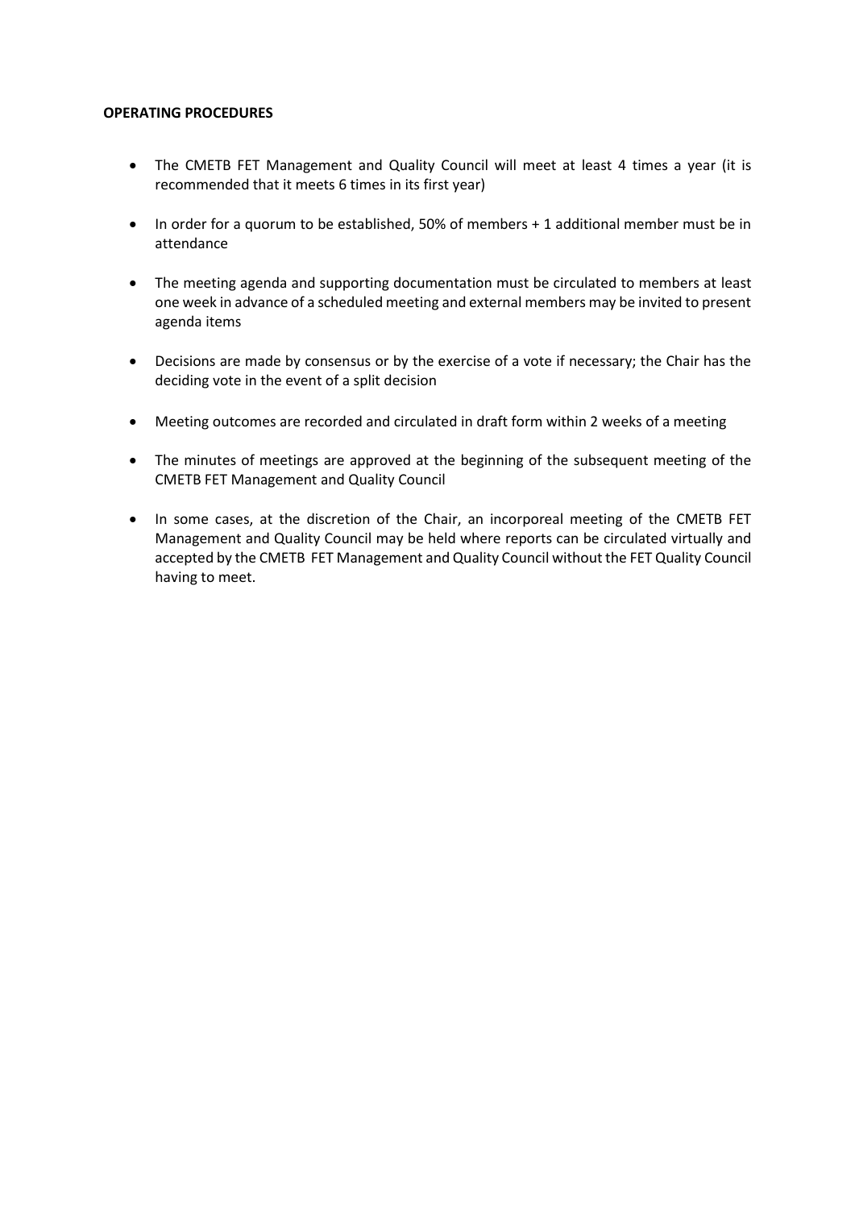**OPERATING PROCEDURES**

- The CMETB FET Management and Quality Council will meet at least 4 times a year (it is recommended that it meets 6 times in its first year)
- In order for a quorum to be established, 50% of members + 1 additional member must be in attendance
- The meeting agenda and supporting documentation must be circulated to members at least one week in advance of a scheduled meeting and external members may be invited to present agenda items
- Decisions are made by consensus or by the exercise of a vote if necessary; the Chair has the deciding vote in the event of a split decision
- Meeting outcomes are recorded and circulated in draft form within 2 weeks of a meeting
- The minutes of meetings are approved at the beginning of the subsequent meeting of the CMETB FET Management and Quality Council
- In some cases, at the discretion of the Chair, an incorporeal meeting of the CMETB FET Management and Quality Council may be held where reports can be circulated virtually and accepted by the CMETB FET Management and Quality Council without the FET Quality Council having to meet.